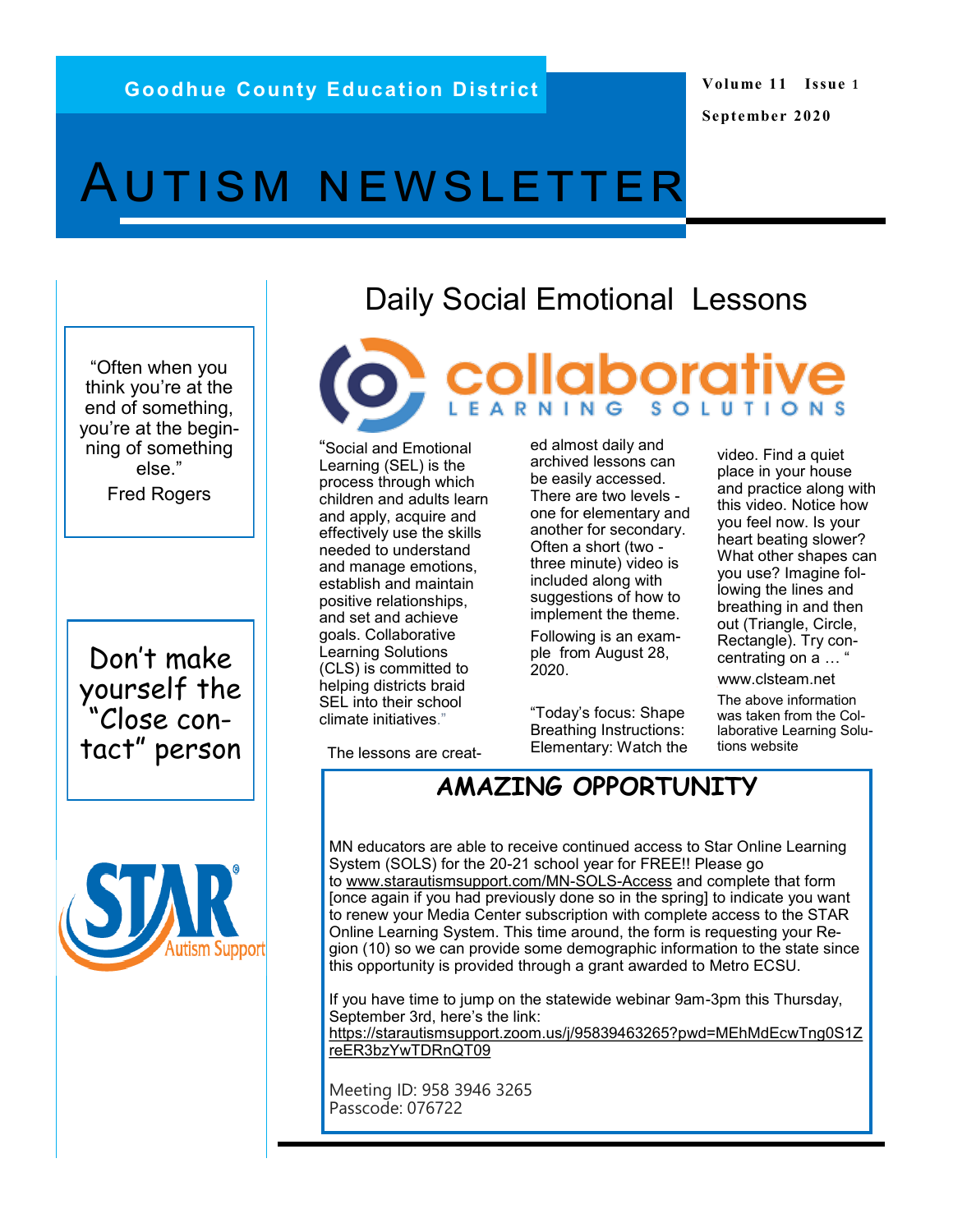Goodhue County Education District

Volume 11 Issue 1

September 2020

# AUTISM NEWSLETTER

"Often when you think you're at the end of something, you're at the beginning of something else."

Fred Rogers

Don't make yourself the "Close contact" person

## Daily Social Emotional Lessons

collaborative LEARNING SOLUTIONS

"Social and Emotional Learning (SEL) is the process through which children and adults learn and apply, acquire and effectively use the skills needed to understand and manage emotions, establish and maintain positive relationships, and set and achieve goals. Collaborative Learning Solutions (CLS) is committed to helping districts braid SEL into their school climate initiatives."

The lessons are created almost daily and archived lessons can be easily accessed. There are two levels - one for elementary and another for secondary. Often a short (two - three minute) video is included along with suggestions of how to implement the theme.

Following is an example from August 28, 2020.

"Today's focus: Shape Breathing Instructions: Elementary: Watch the video. Find a quiet place in your house and practice along with this video. Notice how you feel now. Is your heart beating slower? What other shapes can you use? Imagine following the lines and breathing in and then out (Triangle, Circle, Rectangle). Try concentrating on a … "

www.clsteam.net

The above information was taken from the Collaborative Learning Solutions website

## AMAZING OPPORTUNITY

MN educators are able to receive continued access to Star Online Learning System (SOLS) for the 20-21 school year for FREE!! Please go to www.starautismsupport.com/MN-SOLS-Access and complete that form [once again if you had previously done so in the spring] to indicate you want to renew your Media Center subscription with complete access to the STAR Online Learning System. This time around, the form is requesting your Region (10) so we can provide some demographic information to the state since this opportunity is provided through a grant awarded to Metro ECSU.

If you have time to jump on the statewide webinar 9am-3pm this Thursday, September 3rd, here's the link:
https://starautismsupport.zoom.us/j/95839463265?pwd=MEhMdEcwTng0S1ZreER3bzYwTDRnQT09

Meeting ID: 958 3946 3265
Passcode: 076722

STAR Autism Support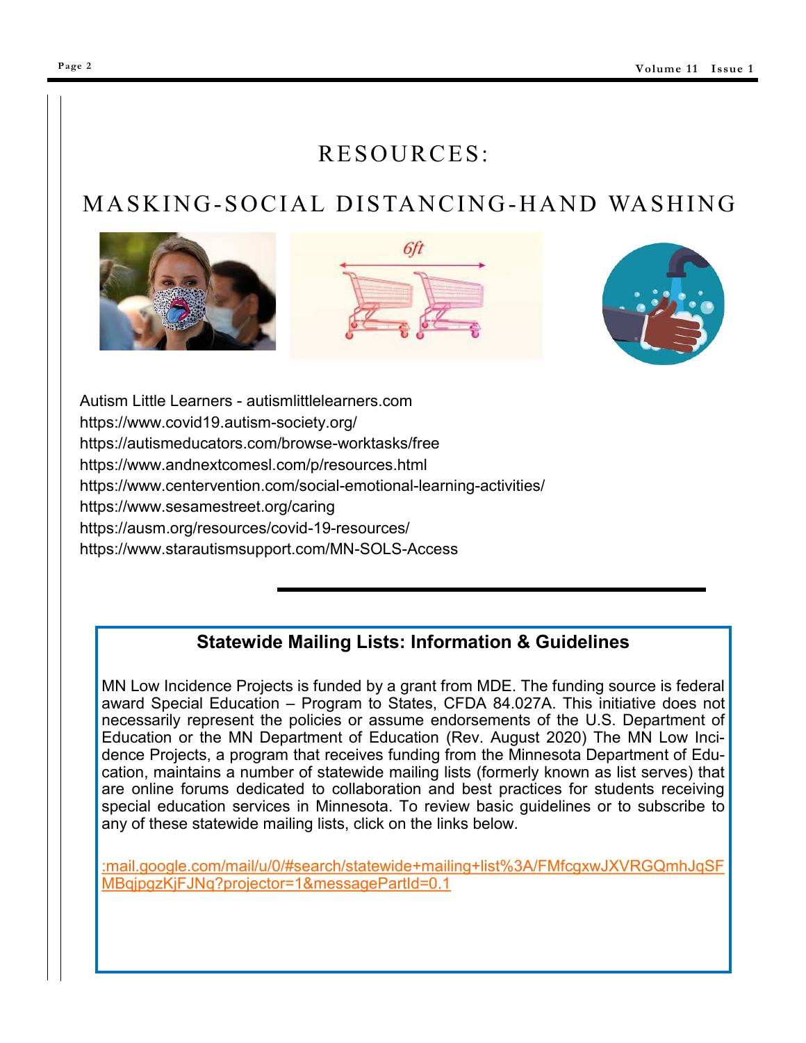# RESOURCES:

## MASKING-SOCIAL DISTANCING-HAND WASHING

6ft

Autism Little Learners - autismlittlelearners.com
https://www.covid19.autism-society.org/
https://autismeducators.com/browse-worktasks/free
https://www.andnextcomesl.com/p/resources.html
https://www.centervention.com/social-emotional-learning-activities/
https://www.sesamestreet.org/caring
https://ausm.org/resources/covid-19-resources/
https://www.starautismsupport.com/MN-SOLS-Access

---

### Statewide Mailing Lists: Information & Guidelines

MN Low Incidence Projects is funded by a grant from MDE. The funding source is federal award Special Education – Program to States, CFDA 84.027A. This initiative does not necessarily represent the policies or assume endorsements of the U.S. Department of Education or the MN Department of Education (Rev. August 2020) The MN Low Incidence Projects, a program that receives funding from the Minnesota Department of Education, maintains a number of statewide mailing lists (formerly known as list serves) that are online forums dedicated to collaboration and best practices for students receiving special education services in Minnesota. To review basic guidelines or to subscribe to any of these statewide mailing lists, click on the links below.

:mail.google.com/mail/u/0/#search/statewide+mailing+list%3A/FMfcgxwJXVRGQmhJqSFMBqjpgzKjFJNq?projector=1&messagePartId=0.1